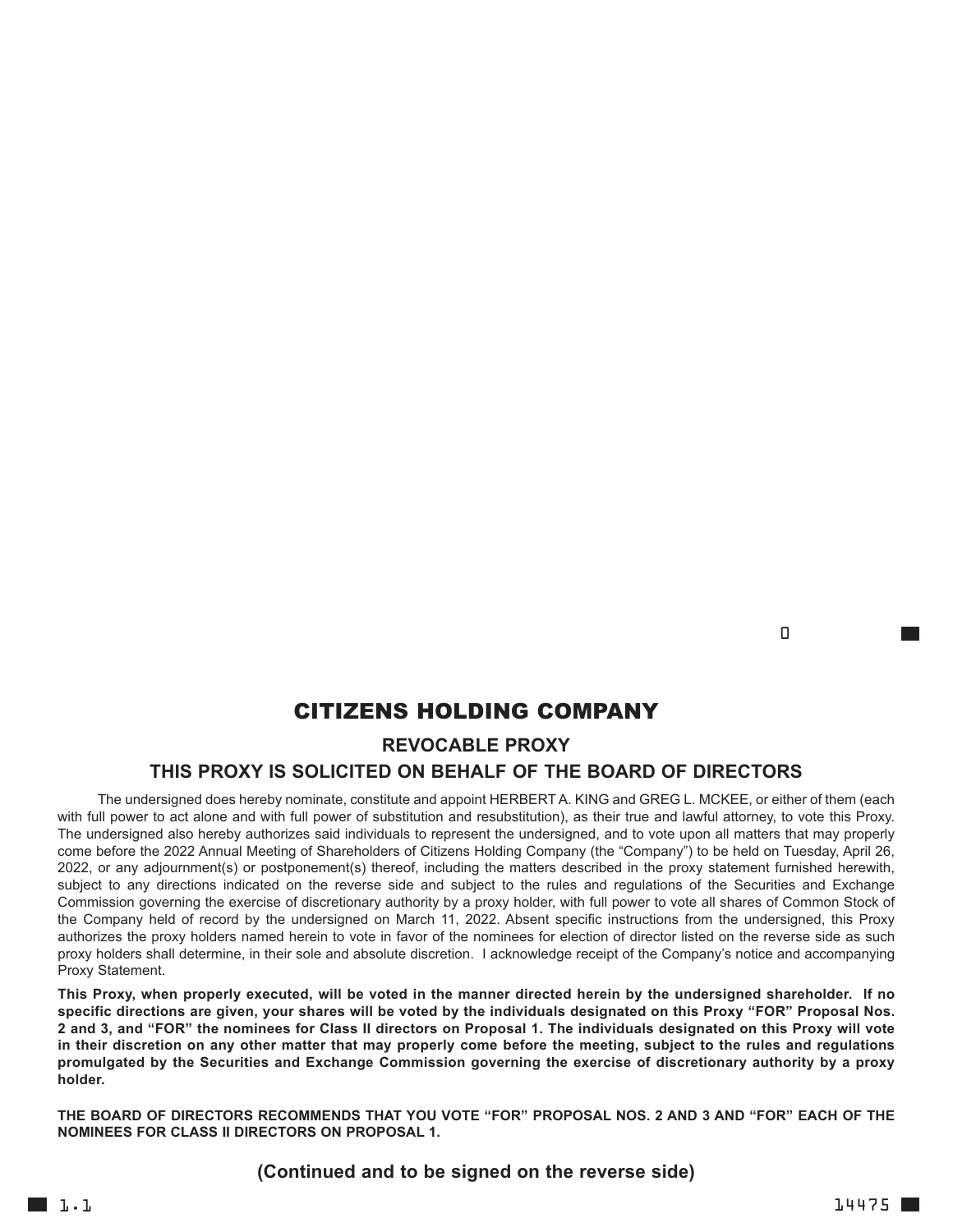# CITIZENS HOLDING COMPANY

## REVOCABLE PROXY

## THIS PROXY IS SOLICITED ON BEHALF OF THE BOARD OF DIRECTORS

The undersigned does hereby nominate, constitute and appoint HERBERT A. KING and GREG L. MCKEE, or either of them (each with full power to act alone and with full power of substitution and resubstitution), as their true and lawful attorney, to vote this Proxy. The undersigned also hereby authorizes said individuals to represent the undersigned, and to vote upon all matters that may properly come before the 2022 Annual Meeting of Shareholders of Citizens Holding Company (the "Company") to be held on Tuesday, April 26, 2022, or any adjournment(s) or postponement(s) thereof, including the matters described in the proxy statement furnished herewith, subject to any directions indicated on the reverse side and subject to the rules and regulations of the Securities and Exchange Commission governing the exercise of discretionary authority by a proxy holder, with full power to vote all shares of Common Stock of the Company held of record by the undersigned on March 11, 2022. Absent specific instructions from the undersigned, this Proxy authorizes the proxy holders named herein to vote in favor of the nominees for election of director listed on the reverse side as such proxy holders shall determine, in their sole and absolute discretion. I acknowledge receipt of the Company's notice and accompanying Proxy Statement.

**This Proxy, when properly executed, will be voted in the manner directed herein by the undersigned shareholder. If no specific directions are given, your shares will be voted by the individuals designated on this Proxy "FOR" Proposal Nos. 2 and 3, and "FOR" the nominees for Class II directors on Proposal 1. The individuals designated on this Proxy will vote in their discretion on any other matter that may properly come before the meeting, subject to the rules and regulations promulgated by the Securities and Exchange Commission governing the exercise of discretionary authority by a proxy holder.**

**THE BOARD OF DIRECTORS RECOMMENDS THAT YOU VOTE "FOR" PROPOSAL NOS. 2 AND 3 AND "FOR" EACH OF THE NOMINEES FOR CLASS II DIRECTORS ON PROPOSAL 1.**

**(Continued and to be signed on the reverse side)**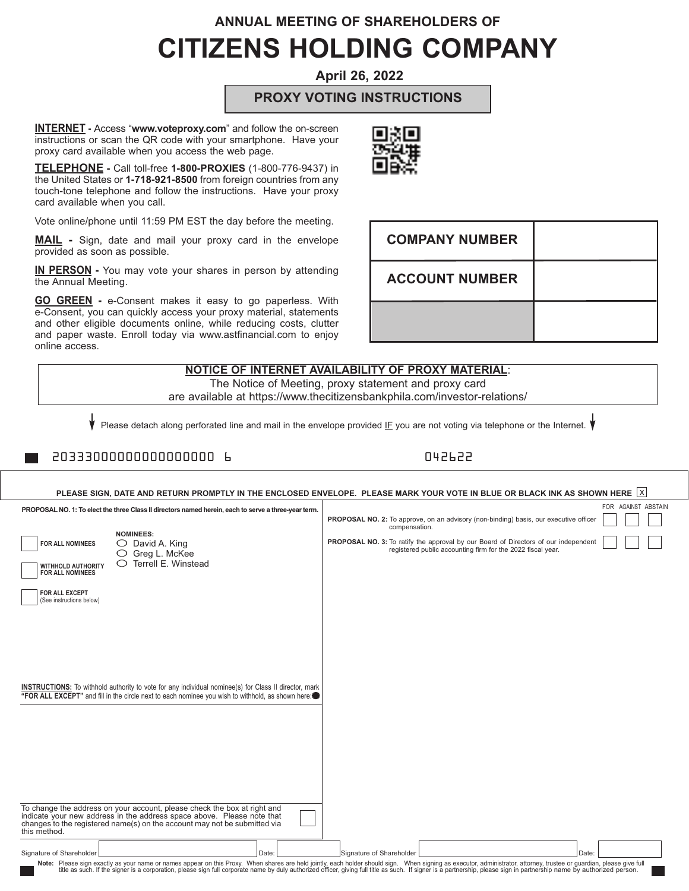ANNUAL MEETING OF SHAREHOLDERS OF

# CITIZENS HOLDING COMPANY

**April 26, 2022**

## PROXY VOTING INSTRUCTIONS

**INTERNET -** Access "**www.voteproxy.com**" and follow the on-screen instructions or scan the QR code with your smartphone. Have your proxy card available when you access the web page.

**TELEPHONE -** Call toll-free **1-800-PROXIES** (1-800-776-9437) in the United States or **1-718-921-8500** from foreign countries from any touch-tone telephone and follow the instructions. Have your proxy card available when you call.

Vote online/phone until 11:59 PM EST the day before the meeting.

**MAIL -** Sign, date and mail your proxy card in the envelope provided as soon as possible.

**IN PERSON -** You may vote your shares in person by attending the Annual Meeting.

**GO GREEN -** e-Consent makes it easy to go paperless. With e-Consent, you can quickly access your proxy material, statements and other eligible documents online, while reducing costs, clutter and paper waste. Enroll today via www.astfinancial.com to enjoy online access.

| | |
|---|---|
| COMPANY NUMBER | |
| ACCOUNT NUMBER | |
| | |

**NOTICE OF INTERNET AVAILABILITY OF PROXY MATERIAL**:
The Notice of Meeting, proxy statement and proxy card are available at https://www.thecitizensbankphila.com/investor-relations/

Please detach along perforated line and mail in the envelope provided IF you are not voting via telephone or the Internet.

20333000000000000000 6 042622

**PLEASE SIGN, DATE AND RETURN PROMPTLY IN THE ENCLOSED ENVELOPE. PLEASE MARK YOUR VOTE IN BLUE OR BLACK INK AS SHOWN HERE** [x]

**PROPOSAL NO. 1: To elect the three Class II directors named herein, each to serve a three-year term.**

- [ ] FOR ALL NOMINEES
- [ ] WITHHOLD AUTHORITY FOR ALL NOMINEES
- [ ] FOR ALL EXCEPT (See instructions below)

**NOMINEES:**
- ○ David A. King
- ○ Greg L. McKee
- ○ Terrell E. Winstead

**INSTRUCTIONS:** To withhold authority to vote for any individual nominee(s) for Class II director, mark **"FOR ALL EXCEPT"** and fill in the circle next to each nominee you wish to withhold, as shown here: ●

| | FOR | AGAINST | ABSTAIN |
|---|---|---|---|
| **PROPOSAL NO. 2:** To approve, on an advisory (non-binding) basis, our executive officer compensation. | [ ] | [ ] | [ ] |
| **PROPOSAL NO. 3:** To ratify the approval by our Board of Directors of our independent registered public accounting firm for the 2022 fiscal year. | [ ] | [ ] | [ ] |

To change the address on your account, please check the box at right and indicate your new address in the address space above. Please note that changes to the registered name(s) on the account may not be submitted via this method. [ ]

Signature of Shareholder ____________ Date: ______ Signature of Shareholder ____________ Date: ______

**Note:** Please sign exactly as your name or names appear on this Proxy. When shares are held jointly, each holder should sign. When signing as executor, administrator, attorney, trustee or guardian, please give full title as such. If the signer is a corporation, please sign full corporate name by duly authorized officer, giving full title as such. If signer is a partnership, please sign in partnership name by authorized person.